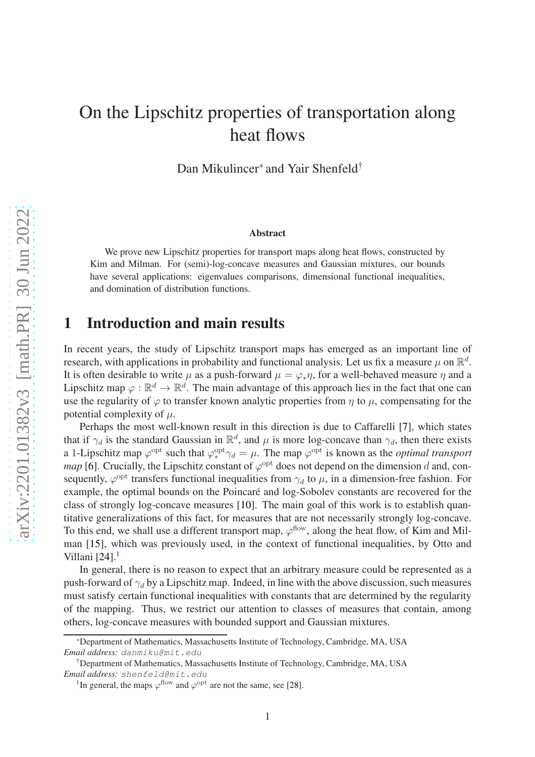# On the Lipschitz properties of transportation along heat flows

Dan Mikulincer[*] and Yair Shenfeld[†]

**Abstract**

We prove new Lipschitz properties for transport maps along heat flows, constructed by Kim and Milman. For (semi)-log-concave measures and Gaussian mixtures, our bounds have several applications: eigenvalues comparisons, dimensional functional inequalities, and domination of distribution functions.

## 1 Introduction and main results

In recent years, the study of Lipschitz transport maps has emerged as an important line of research, with applications in probability and functional analysis. Let us fix a measure $\mu$ on $\mathbb{R}^d$. It is often desirable to write $\mu$ as a push-forward $\mu = \varphi_* \eta$, for a well-behaved measure $\eta$ and a Lipschitz map $\varphi : \mathbb{R}^d \to \mathbb{R}^d$. The main advantage of this approach lies in the fact that one can use the regularity of $\varphi$ to transfer known analytic properties from $\eta$ to $\mu$, compensating for the potential complexity of $\mu$.

Perhaps the most well-known result in this direction is due to Caffarelli [7], which states that if $\gamma_d$ is the standard Gaussian in $\mathbb{R}^d$, and $\mu$ is more log-concave than $\gamma_d$, then there exists a 1-Lipschitz map $\varphi^{\text{opt}}$ such that $\varphi^{\text{opt}}_* \gamma_d = \mu$. The map $\varphi^{\text{opt}}$ is known as the *optimal transport map* [6]. Crucially, the Lipschitz constant of $\varphi^{\text{opt}}$ does not depend on the dimension $d$ and, consequently, $\varphi^{\text{opt}}$ transfers functional inequalities from $\gamma_d$ to $\mu$, in a dimension-free fashion. For example, the optimal bounds on the Poincaré and log-Sobolev constants are recovered for the class of strongly log-concave measures [10]. The main goal of this work is to establish quantitative generalizations of this fact, for measures that are not necessarily strongly log-concave. To this end, we shall use a different transport map, $\varphi^{\text{flow}}$, along the heat flow, of Kim and Milman [15], which was previously used, in the context of functional inequalities, by Otto and Villani [24].[1]

In general, there is no reason to expect that an arbitrary measure could be represented as a push-forward of $\gamma_d$ by a Lipschitz map. Indeed, in line with the above discussion, such measures must satisfy certain functional inequalities with constants that are determined by the regularity of the mapping. Thus, we restrict our attention to classes of measures that contain, among others, log-concave measures with bounded support and Gaussian mixtures.

[*] Department of Mathematics, Massachusetts Institute of Technology, Cambridge, MA, USA
*Email address:* danmiku@mit.edu

[†] Department of Mathematics, Massachusetts Institute of Technology, Cambridge, MA, USA
*Email address:* shenfeld@mit.edu

[1] In general, the maps $\varphi^{\text{flow}}$ and $\varphi^{\text{opt}}$ are not the same, see [28].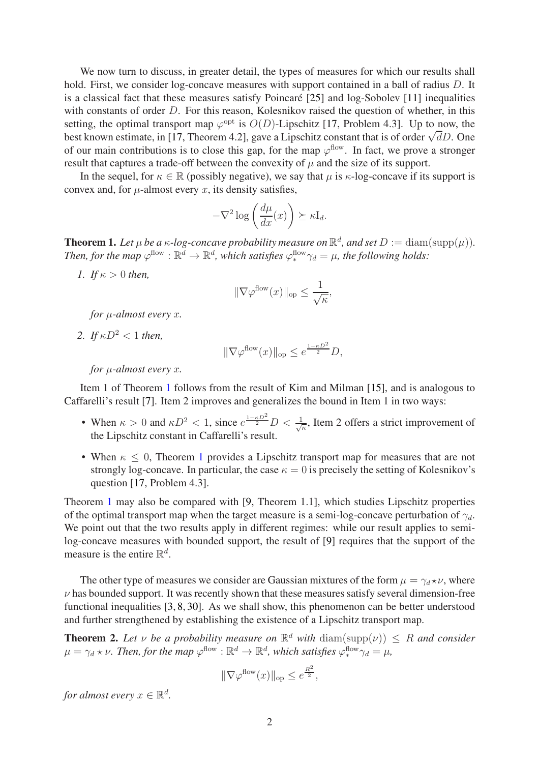We now turn to discuss, in greater detail, the types of measures for which our results shall hold. First, we consider log-concave measures with support contained in a ball of radius $D$. It is a classical fact that these measures satisfy Poincaré [25] and log-Sobolev [11] inequalities with constants of order $D$. For this reason, Kolesnikov raised the question of whether, in this setting, the optimal transport map $\varphi^{\text{opt}}$ is $O(D)$-Lipschitz [17, Problem 4.3]. Up to now, the best known estimate, in [17, Theorem 4.2], gave a Lipschitz constant that is of order $\sqrt{d}D$. One of our main contributions is to close this gap, for the map $\varphi^{\text{flow}}$. In fact, we prove a stronger result that captures a trade-off between the convexity of $\mu$ and the size of its support.

In the sequel, for $\kappa \in \mathbb{R}$ (possibly negative), we say that $\mu$ is $\kappa$-log-concave if its support is convex and, for $\mu$-almost every $x$, its density satisfies,

$$-\nabla^2 \log\left(\frac{d\mu}{dx}(x)\right) \succeq \kappa \mathrm{I}_d.$$

**Theorem 1.** *Let $\mu$ be a $\kappa$-log-concave probability measure on $\mathbb{R}^d$, and set $D := \operatorname{diam}(\operatorname{supp}(\mu))$. Then, for the map $\varphi^{\text{flow}} : \mathbb{R}^d \to \mathbb{R}^d$, which satisfies $\varphi^{\text{flow}}_* \gamma_d = \mu$, the following holds:*

1. *If $\kappa > 0$ then,*
$$\|\nabla \varphi^{\text{flow}}(x)\|_{\text{op}} \leq \frac{1}{\sqrt{\kappa}},$$
*for $\mu$-almost every $x$.*

2. *If $\kappa D^2 < 1$ then,*
$$\|\nabla \varphi^{\text{flow}}(x)\|_{\text{op}} \leq e^{\frac{1-\kappa D^2}{2}} D,$$
*for $\mu$-almost every $x$.*

Item 1 of Theorem 1 follows from the result of Kim and Milman [15], and is analogous to Caffarelli's result [7]. Item 2 improves and generalizes the bound in Item 1 in two ways:

- When $\kappa > 0$ and $\kappa D^2 < 1$, since $e^{\frac{1-\kappa D^2}{2}} D < \frac{1}{\sqrt{\kappa}}$, Item 2 offers a strict improvement of the Lipschitz constant in Caffarelli's result.
- When $\kappa \leq 0$, Theorem 1 provides a Lipschitz transport map for measures that are not strongly log-concave. In particular, the case $\kappa = 0$ is precisely the setting of Kolesnikov's question [17, Problem 4.3].

Theorem 1 may also be compared with [9, Theorem 1.1], which studies Lipschitz properties of the optimal transport map when the target measure is a semi-log-concave perturbation of $\gamma_d$. We point out that the two results apply in different regimes: while our result applies to semi-log-concave measures with bounded support, the result of [9] requires that the support of the measure is the entire $\mathbb{R}^d$.

The other type of measures we consider are Gaussian mixtures of the form $\mu = \gamma_d \star \nu$, where $\nu$ has bounded support. It was recently shown that these measures satisfy several dimension-free functional inequalities [3, 8, 30]. As we shall show, this phenomenon can be better understood and further strengthened by establishing the existence of a Lipschitz transport map.

**Theorem 2.** *Let $\nu$ be a probability measure on $\mathbb{R}^d$ with $\operatorname{diam}(\operatorname{supp}(\nu)) \leq R$ and consider $\mu = \gamma_d \star \nu$. Then, for the map $\varphi^{\text{flow}} : \mathbb{R}^d \to \mathbb{R}^d$, which satisfies $\varphi^{\text{flow}}_* \gamma_d = \mu$,*

$$\|\nabla \varphi^{\text{flow}}(x)\|_{\text{op}} \leq e^{\frac{R^2}{2}},$$

*for almost every $x \in \mathbb{R}^d$.*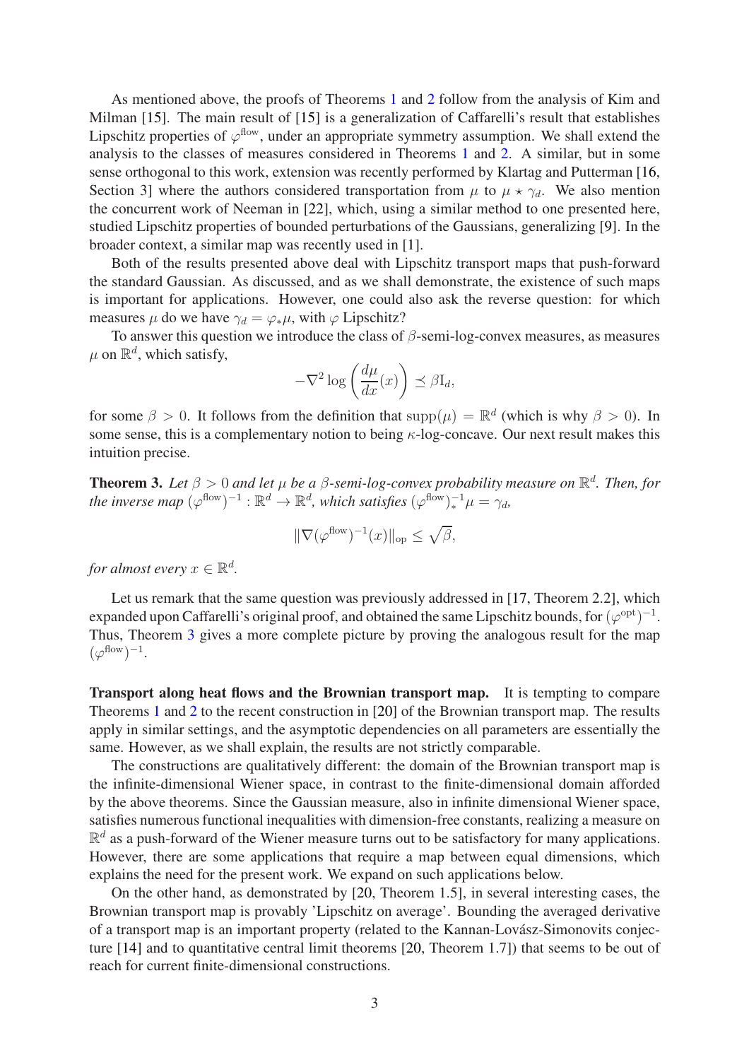As mentioned above, the proofs of Theorems 1 and 2 follow from the analysis of Kim and Milman [15]. The main result of [15] is a generalization of Caffarelli's result that establishes Lipschitz properties of $\varphi^{\text{flow}}$, under an appropriate symmetry assumption. We shall extend the analysis to the classes of measures considered in Theorems 1 and 2. A similar, but in some sense orthogonal to this work, extension was recently performed by Klartag and Putterman [16, Section 3] where the authors considered transportation from $\mu$ to $\mu \star \gamma_d$. We also mention the concurrent work of Neeman in [22], which, using a similar method to one presented here, studied Lipschitz properties of bounded perturbations of the Gaussians, generalizing [9]. In the broader context, a similar map was recently used in [1].

Both of the results presented above deal with Lipschitz transport maps that push-forward the standard Gaussian. As discussed, and as we shall demonstrate, the existence of such maps is important for applications. However, one could also ask the reverse question: for which measures $\mu$ do we have $\gamma_d = \varphi_* \mu$, with $\varphi$ Lipschitz?

To answer this question we introduce the class of $\beta$-semi-log-convex measures, as measures $\mu$ on $\mathbb{R}^d$, which satisfy,

$$-\nabla^2 \log\left(\frac{d\mu}{dx}(x)\right) \preceq \beta \mathrm{I}_d,$$

for some $\beta > 0$. It follows from the definition that $\text{supp}(\mu) = \mathbb{R}^d$ (which is why $\beta > 0$). In some sense, this is a complementary notion to being $\kappa$-log-concave. Our next result makes this intuition precise.

**Theorem 3.** *Let $\beta > 0$ and let $\mu$ be a $\beta$-semi-log-convex probability measure on $\mathbb{R}^d$. Then, for the inverse map $(\varphi^{\text{flow}})^{-1} : \mathbb{R}^d \to \mathbb{R}^d$, which satisfies $(\varphi^{\text{flow}})^{-1}_* \mu = \gamma_d$,*

$$\|\nabla(\varphi^{\text{flow}})^{-1}(x)\|_{\text{op}} \leq \sqrt{\beta},$$

*for almost every $x \in \mathbb{R}^d$.*

Let us remark that the same question was previously addressed in [17, Theorem 2.2], which expanded upon Caffarelli's original proof, and obtained the same Lipschitz bounds, for $(\varphi^{\text{opt}})^{-1}$. Thus, Theorem 3 gives a more complete picture by proving the analogous result for the map $(\varphi^{\text{flow}})^{-1}$.

**Transport along heat flows and the Brownian transport map.** It is tempting to compare Theorems 1 and 2 to the recent construction in [20] of the Brownian transport map. The results apply in similar settings, and the asymptotic dependencies on all parameters are essentially the same. However, as we shall explain, the results are not strictly comparable.

The constructions are qualitatively different: the domain of the Brownian transport map is the infinite-dimensional Wiener space, in contrast to the finite-dimensional domain afforded by the above theorems. Since the Gaussian measure, also in infinite dimensional Wiener space, satisfies numerous functional inequalities with dimension-free constants, realizing a measure on $\mathbb{R}^d$ as a push-forward of the Wiener measure turns out to be satisfactory for many applications. However, there are some applications that require a map between equal dimensions, which explains the need for the present work. We expand on such applications below.

On the other hand, as demonstrated by [20, Theorem 1.5], in several interesting cases, the Brownian transport map is provably 'Lipschitz on average'. Bounding the averaged derivative of a transport map is an important property (related to the Kannan-Lovász-Simonovits conjecture [14] and to quantitative central limit theorems [20, Theorem 1.7]) that seems to be out of reach for current finite-dimensional constructions.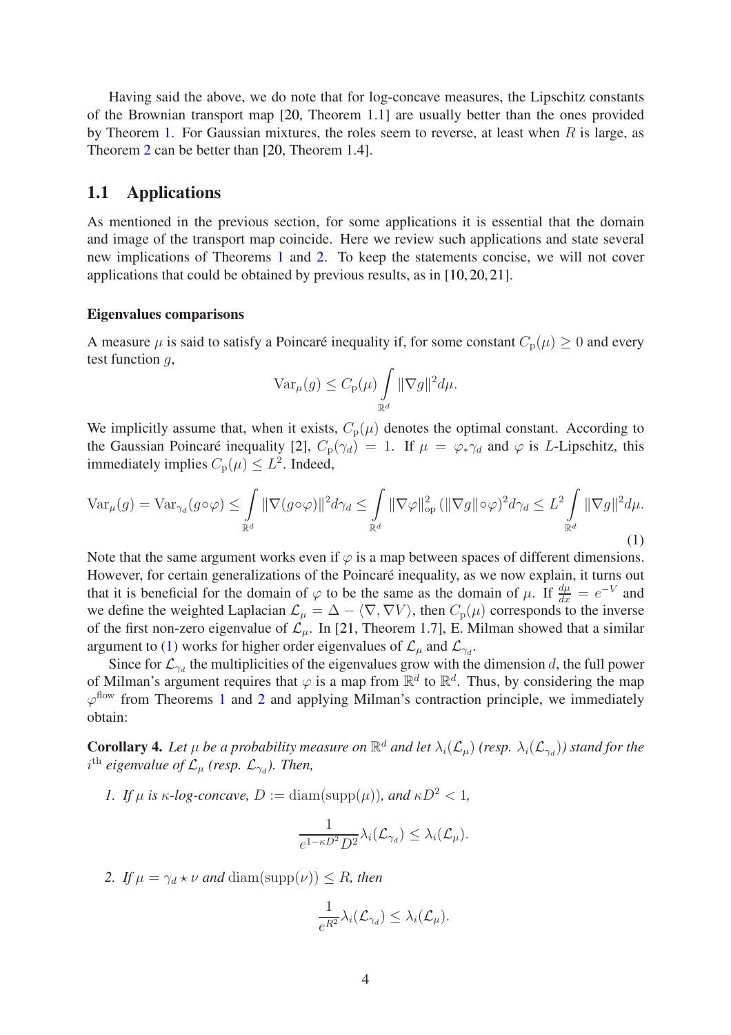Having said the above, we do note that for log-concave measures, the Lipschitz constants of the Brownian transport map [20, Theorem 1.1] are usually better than the ones provided by Theorem 1. For Gaussian mixtures, the roles seem to reverse, at least when $R$ is large, as Theorem 2 can be better than [20, Theorem 1.4].

## 1.1 Applications

As mentioned in the previous section, for some applications it is essential that the domain and image of the transport map coincide. Here we review such applications and state several new implications of Theorems 1 and 2. To keep the statements concise, we will not cover applications that could be obtained by previous results, as in [10, 20, 21].

#### Eigenvalues comparisons

A measure $\mu$ is said to satisfy a Poincaré inequality if, for some constant $C_{\mathrm{p}}(\mu) \geq 0$ and every test function $g$,

$$\mathrm{Var}_\mu(g) \leq C_{\mathrm{p}}(\mu) \int_{\mathbb{R}^d} \|\nabla g\|^2 d\mu.$$

We implicitly assume that, when it exists, $C_{\mathrm{p}}(\mu)$ denotes the optimal constant. According to the Gaussian Poincaré inequality [2], $C_{\mathrm{p}}(\gamma_d) = 1$. If $\mu = \varphi_* \gamma_d$ and $\varphi$ is $L$-Lipschitz, this immediately implies $C_{\mathrm{p}}(\mu) \leq L^2$. Indeed,

$$\mathrm{Var}_\mu(g) = \mathrm{Var}_{\gamma_d}(g \circ \varphi) \leq \int_{\mathbb{R}^d} \|\nabla (g \circ \varphi)\|^2 d\gamma_d \leq \int_{\mathbb{R}^d} \|\nabla \varphi\|_{\mathrm{op}}^2 \left(\|\nabla g\| \circ \varphi\right)^2 d\gamma_d \leq L^2 \int_{\mathbb{R}^d} \|\nabla g\|^2 d\mu. \tag{1}$$

Note that the same argument works even if $\varphi$ is a map between spaces of different dimensions. However, for certain generalizations of the Poincaré inequality, as we now explain, it turns out that it is beneficial for the domain of $\varphi$ to be the same as the domain of $\mu$. If $\frac{d\mu}{dx} = e^{-V}$ and we define the weighted Laplacian $\mathcal{L}_\mu = \Delta - \langle \nabla, \nabla V \rangle$, then $C_{\mathrm{p}}(\mu)$ corresponds to the inverse of the first non-zero eigenvalue of $\mathcal{L}_\mu$. In [21, Theorem 1.7], E. Milman showed that a similar argument to (1) works for higher order eigenvalues of $\mathcal{L}_\mu$ and $\mathcal{L}_{\gamma_d}$.

Since for $\mathcal{L}_{\gamma_d}$ the multiplicities of the eigenvalues grow with the dimension $d$, the full power of Milman's argument requires that $\varphi$ is a map from $\mathbb{R}^d$ to $\mathbb{R}^d$. Thus, by considering the map $\varphi^{\mathrm{flow}}$ from Theorems 1 and 2 and applying Milman's contraction principle, we immediately obtain:

**Corollary 4.** *Let $\mu$ be a probability measure on $\mathbb{R}^d$ and let $\lambda_i(\mathcal{L}_\mu)$ (resp. $\lambda_i(\mathcal{L}_{\gamma_d})$) stand for the $i^{\text{th}}$ eigenvalue of $\mathcal{L}_\mu$ (resp. $\mathcal{L}_{\gamma_d}$). Then,*

1. *If $\mu$ is $\kappa$-log-concave, $D := \mathrm{diam}(\mathrm{supp}(\mu))$, and $\kappa D^2 < 1$,*

$$\frac{1}{e^{1-\kappa D^2} D^2} \lambda_i(\mathcal{L}_{\gamma_d}) \leq \lambda_i(\mathcal{L}_\mu).$$

2. *If $\mu = \gamma_d \star \nu$ and $\mathrm{diam}(\mathrm{supp}(\nu)) \leq R$, then*

$$\frac{1}{e^{R^2}} \lambda_i(\mathcal{L}_{\gamma_d}) \leq \lambda_i(\mathcal{L}_\mu).$$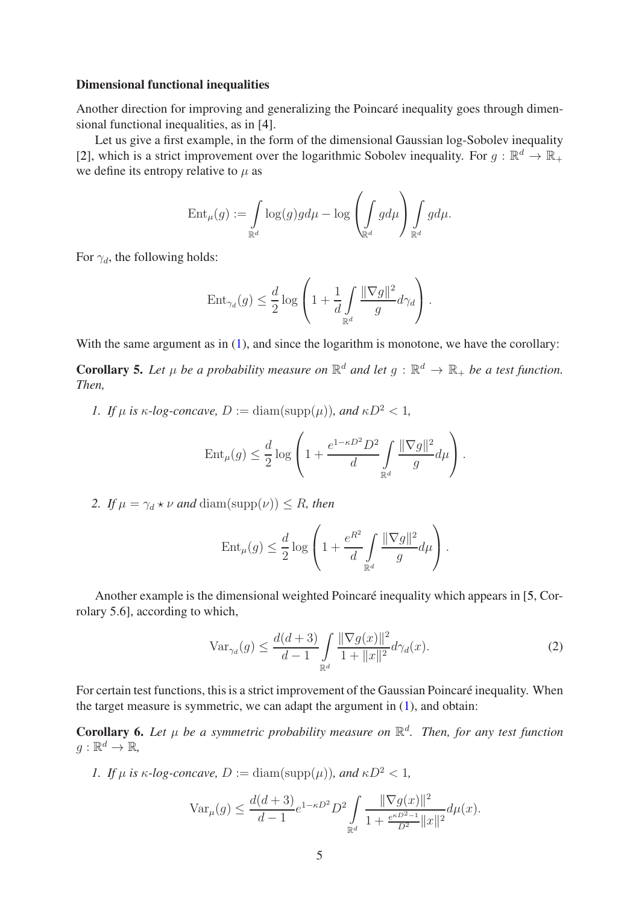**Dimensional functional inequalities**

Another direction for improving and generalizing the Poincaré inequality goes through dimensional functional inequalities, as in [4].

Let us give a first example, in the form of the dimensional Gaussian log-Sobolev inequality [2], which is a strict improvement over the logarithmic Sobolev inequality. For $g : \mathbb{R}^d \to \mathbb{R}_+$ we define its entropy relative to $\mu$ as

$$\mathrm{Ent}_\mu(g) := \int_{\mathbb{R}^d} \log(g) g d\mu - \log\left(\int_{\mathbb{R}^d} g d\mu\right) \int_{\mathbb{R}^d} g d\mu.$$

For $\gamma_d$, the following holds:

$$\mathrm{Ent}_{\gamma_d}(g) \leq \frac{d}{2} \log\left(1 + \frac{1}{d} \int_{\mathbb{R}^d} \frac{\|\nabla g\|^2}{g} d\gamma_d\right).$$

With the same argument as in (1), and since the logarithm is monotone, we have the corollary:

**Corollary 5.** *Let $\mu$ be a probability measure on $\mathbb{R}^d$ and let $g : \mathbb{R}^d \to \mathbb{R}_+$ be a test function. Then,*

1. *If $\mu$ is $\kappa$-log-concave, $D := \mathrm{diam}(\mathrm{supp}(\mu))$, and $\kappa D^2 < 1$,*

$$\mathrm{Ent}_\mu(g) \leq \frac{d}{2} \log\left(1 + \frac{e^{1-\kappa D^2} D^2}{d} \int_{\mathbb{R}^d} \frac{\|\nabla g\|^2}{g} d\mu\right).$$

2. *If $\mu = \gamma_d \star \nu$ and $\mathrm{diam}(\mathrm{supp}(\nu)) \leq R$, then*

$$\mathrm{Ent}_\mu(g) \leq \frac{d}{2} \log\left(1 + \frac{e^{R^2}}{d} \int_{\mathbb{R}^d} \frac{\|\nabla g\|^2}{g} d\mu\right).$$

Another example is the dimensional weighted Poincaré inequality which appears in [5, Corrolary 5.6], according to which,

$$\mathrm{Var}_{\gamma_d}(g) \leq \frac{d(d+3)}{d-1} \int_{\mathbb{R}^d} \frac{\|\nabla g(x)\|^2}{1 + \|x\|^2} d\gamma_d(x). \tag{2}$$

For certain test functions, this is a strict improvement of the Gaussian Poincaré inequality. When the target measure is symmetric, we can adapt the argument in (1), and obtain:

**Corollary 6.** *Let $\mu$ be a symmetric probability measure on $\mathbb{R}^d$. Then, for any test function $g : \mathbb{R}^d \to \mathbb{R}$,*

1. *If $\mu$ is $\kappa$-log-concave, $D := \mathrm{diam}(\mathrm{supp}(\mu))$, and $\kappa D^2 < 1$,*

$$\mathrm{Var}_\mu(g) \leq \frac{d(d+3)}{d-1} e^{1-\kappa D^2} D^2 \int_{\mathbb{R}^d} \frac{\|\nabla g(x)\|^2}{1 + \frac{e^{\kappa D^2 - 1}}{D^2} \|x\|^2} d\mu(x).$$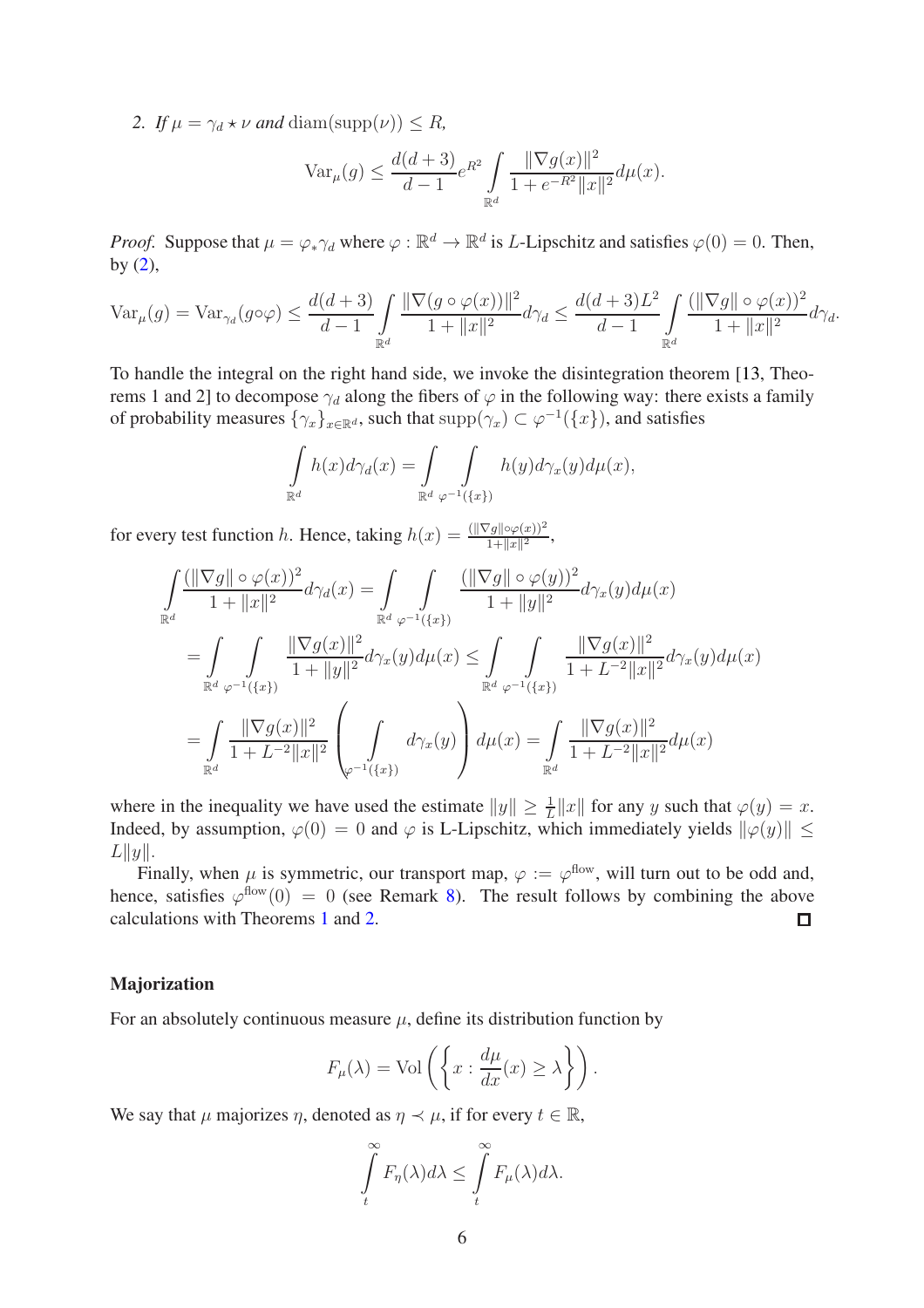*2. If $\mu = \gamma_d \star \nu$ and* $\mathrm{diam}(\mathrm{supp}(\nu)) \leq R$*,*

$$\mathrm{Var}_\mu(g) \leq \frac{d(d+3)}{d-1} e^{R^2} \int_{\mathbb{R}^d} \frac{\|\nabla g(x)\|^2}{1 + e^{-R^2}\|x\|^2} d\mu(x).$$

*Proof.* Suppose that $\mu = \varphi_* \gamma_d$ where $\varphi : \mathbb{R}^d \to \mathbb{R}^d$ is $L$-Lipschitz and satisfies $\varphi(0) = 0$. Then, by (2),

$$\mathrm{Var}_\mu(g) = \mathrm{Var}_{\gamma_d}(g \circ \varphi) \leq \frac{d(d+3)}{d-1} \int_{\mathbb{R}^d} \frac{\|\nabla(g \circ \varphi(x))\|^2}{1 + \|x\|^2} d\gamma_d \leq \frac{d(d+3)L^2}{d-1} \int_{\mathbb{R}^d} \frac{(\|\nabla g\| \circ \varphi(x))^2}{1 + \|x\|^2} d\gamma_d.$$

To handle the integral on the right hand side, we invoke the disintegration theorem [13, Theorems 1 and 2] to decompose $\gamma_d$ along the fibers of $\varphi$ in the following way: there exists a family of probability measures $\{\gamma_x\}_{x \in \mathbb{R}^d}$, such that $\mathrm{supp}(\gamma_x) \subset \varphi^{-1}(\{x\})$, and satisfies

$$\int_{\mathbb{R}^d} h(x) d\gamma_d(x) = \int_{\mathbb{R}^d} \int_{\varphi^{-1}(\{x\})} h(y) d\gamma_x(y) d\mu(x),$$

for every test function $h$. Hence, taking $h(x) = \frac{(\|\nabla g\| \circ \varphi(x))^2}{1 + \|x\|^2}$,

$$\begin{aligned}
\int_{\mathbb{R}^d} \frac{(\|\nabla g\| \circ \varphi(x))^2}{1 + \|x\|^2} d\gamma_d(x) &= \int_{\mathbb{R}^d} \int_{\varphi^{-1}(\{x\})} \frac{(\|\nabla g\| \circ \varphi(y))^2}{1 + \|y\|^2} d\gamma_x(y) d\mu(x) \\
&= \int_{\mathbb{R}^d} \int_{\varphi^{-1}(\{x\})} \frac{\|\nabla g(x)\|^2}{1 + \|y\|^2} d\gamma_x(y) d\mu(x) \leq \int_{\mathbb{R}^d} \int_{\varphi^{-1}(\{x\})} \frac{\|\nabla g(x)\|^2}{1 + L^{-2}\|x\|^2} d\gamma_x(y) d\mu(x) \\
&= \int_{\mathbb{R}^d} \frac{\|\nabla g(x)\|^2}{1 + L^{-2}\|x\|^2} \left( \int_{\varphi^{-1}(\{x\})} d\gamma_x(y) \right) d\mu(x) = \int_{\mathbb{R}^d} \frac{\|\nabla g(x)\|^2}{1 + L^{-2}\|x\|^2} d\mu(x)
\end{aligned}$$

where in the inequality we have used the estimate $\|y\| \geq \frac{1}{L}\|x\|$ for any $y$ such that $\varphi(y) = x$. Indeed, by assumption, $\varphi(0) = 0$ and $\varphi$ is L-Lipschitz, which immediately yields $\|\varphi(y)\| \leq L\|y\|$.

Finally, when $\mu$ is symmetric, our transport map, $\varphi := \varphi^{\text{flow}}$, will turn out to be odd and, hence, satisfies $\varphi^{\text{flow}}(0) = 0$ (see Remark 8). The result follows by combining the above calculations with Theorems 1 and 2. ◻

#### Majorization

For an absolutely continuous measure $\mu$, define its distribution function by

$$F_\mu(\lambda) = \mathrm{Vol}\left( \left\{ x : \frac{d\mu}{dx}(x) \geq \lambda \right\} \right).$$

We say that $\mu$ majorizes $\eta$, denoted as $\eta \prec \mu$, if for every $t \in \mathbb{R}$,

$$\int_t^\infty F_\eta(\lambda) d\lambda \leq \int_t^\infty F_\mu(\lambda) d\lambda.$$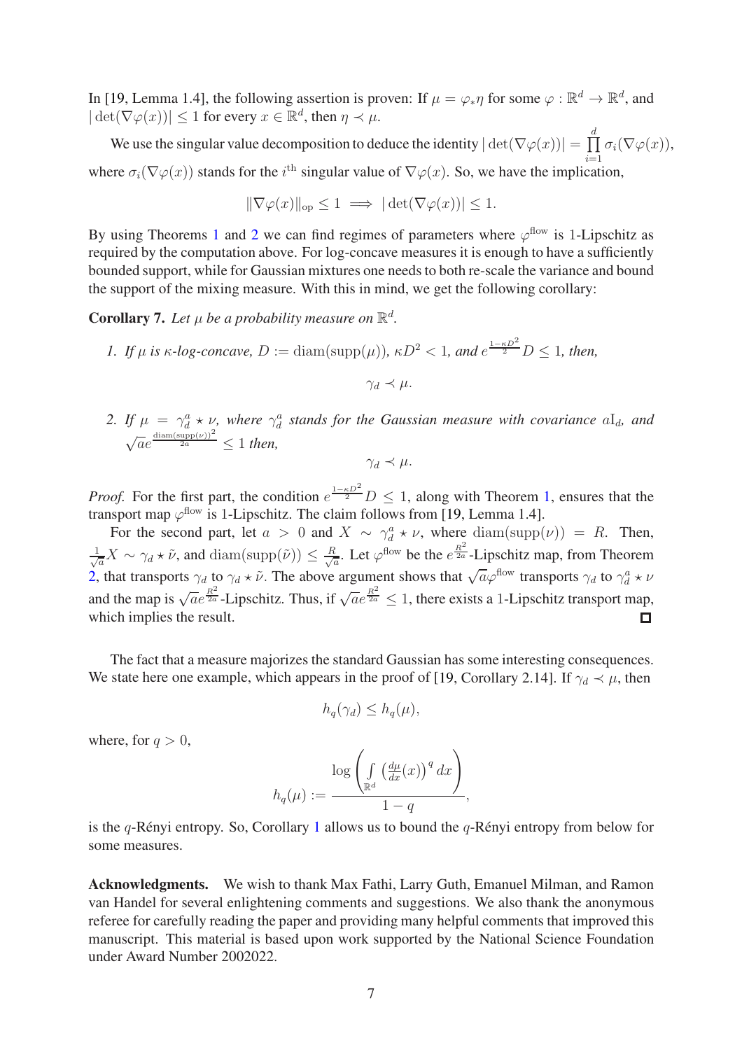In [19, Lemma 1.4], the following assertion is proven: If $\mu = \varphi_*\eta$ for some $\varphi : \mathbb{R}^d \to \mathbb{R}^d$, and $|\det(\nabla\varphi(x))| \leq 1$ for every $x \in \mathbb{R}^d$, then $\eta \prec \mu$.

We use the singular value decomposition to deduce the identity $|\det(\nabla\varphi(x))| = \prod\limits_{i=1}^{d} \sigma_i(\nabla\varphi(x))$, where $\sigma_i(\nabla\varphi(x))$ stands for the $i^{\text{th}}$ singular value of $\nabla\varphi(x)$. So, we have the implication,

$$\|\nabla\varphi(x)\|_{\text{op}} \leq 1 \implies |\det(\nabla\varphi(x))| \leq 1.$$

By using Theorems 1 and 2 we can find regimes of parameters where $\varphi^{\text{flow}}$ is 1-Lipschitz as required by the computation above. For log-concave measures it is enough to have a sufficiently bounded support, while for Gaussian mixtures one needs to both re-scale the variance and bound the support of the mixing measure. With this in mind, we get the following corollary:

**Corollary 7.** *Let $\mu$ be a probability measure on $\mathbb{R}^d$.*

1. *If $\mu$ is $\kappa$-log-concave, $D := \operatorname{diam}(\operatorname{supp}(\mu))$, $\kappa D^2 < 1$, and $e^{\frac{1-\kappa D^2}{2}} D \leq 1$, then,*
$$\gamma_d \prec \mu.$$
2. *If $\mu = \gamma_d^a \star \nu$, where $\gamma_d^a$ stands for the Gaussian measure with covariance $a\mathrm{I}_d$, and $\sqrt{a}e^{\frac{\operatorname{diam}(\operatorname{supp}(\nu))^2}{2a}} \leq 1$ then,*
$$\gamma_d \prec \mu.$$

*Proof.* For the first part, the condition $e^{\frac{1-\kappa D^2}{2}} D \leq 1$, along with Theorem 1, ensures that the transport map $\varphi^{\text{flow}}$ is 1-Lipschitz. The claim follows from [19, Lemma 1.4].

For the second part, let $a > 0$ and $X \sim \gamma_d^a \star \nu$, where $\operatorname{diam}(\operatorname{supp}(\nu)) = R$. Then, $\frac{1}{\sqrt{a}}X \sim \gamma_d \star \tilde{\nu}$, and $\operatorname{diam}(\operatorname{supp}(\tilde{\nu})) \leq \frac{R}{\sqrt{a}}$. Let $\varphi^{\text{flow}}$ be the $e^{\frac{R^2}{2a}}$-Lipschitz map, from Theorem 2, that transports $\gamma_d$ to $\gamma_d \star \tilde{\nu}$. The above argument shows that $\sqrt{a}\varphi^{\text{flow}}$ transports $\gamma_d$ to $\gamma_d^a \star \nu$ and the map is $\sqrt{a}e^{\frac{R^2}{2a}}$-Lipschitz. Thus, if $\sqrt{a}e^{\frac{R^2}{2a}} \leq 1$, there exists a 1-Lipschitz transport map, which implies the result. ∎

The fact that a measure majorizes the standard Gaussian has some interesting consequences. We state here one example, which appears in the proof of [19, Corollary 2.14]. If $\gamma_d \prec \mu$, then

$$h_q(\gamma_d) \leq h_q(\mu),$$

where, for $q > 0$,

$$h_q(\mu) := \frac{\log\left(\int\limits_{\mathbb{R}^d} \left(\frac{d\mu}{dx}(x)\right)^q dx\right)}{1-q},$$

is the $q$-Rényi entropy. So, Corollary 1 allows us to bound the $q$-Rényi entropy from below for some measures.

**Acknowledgments.** We wish to thank Max Fathi, Larry Guth, Emanuel Milman, and Ramon van Handel for several enlightening comments and suggestions. We also thank the anonymous referee for carefully reading the paper and providing many helpful comments that improved this manuscript. This material is based upon work supported by the National Science Foundation under Award Number 2002022.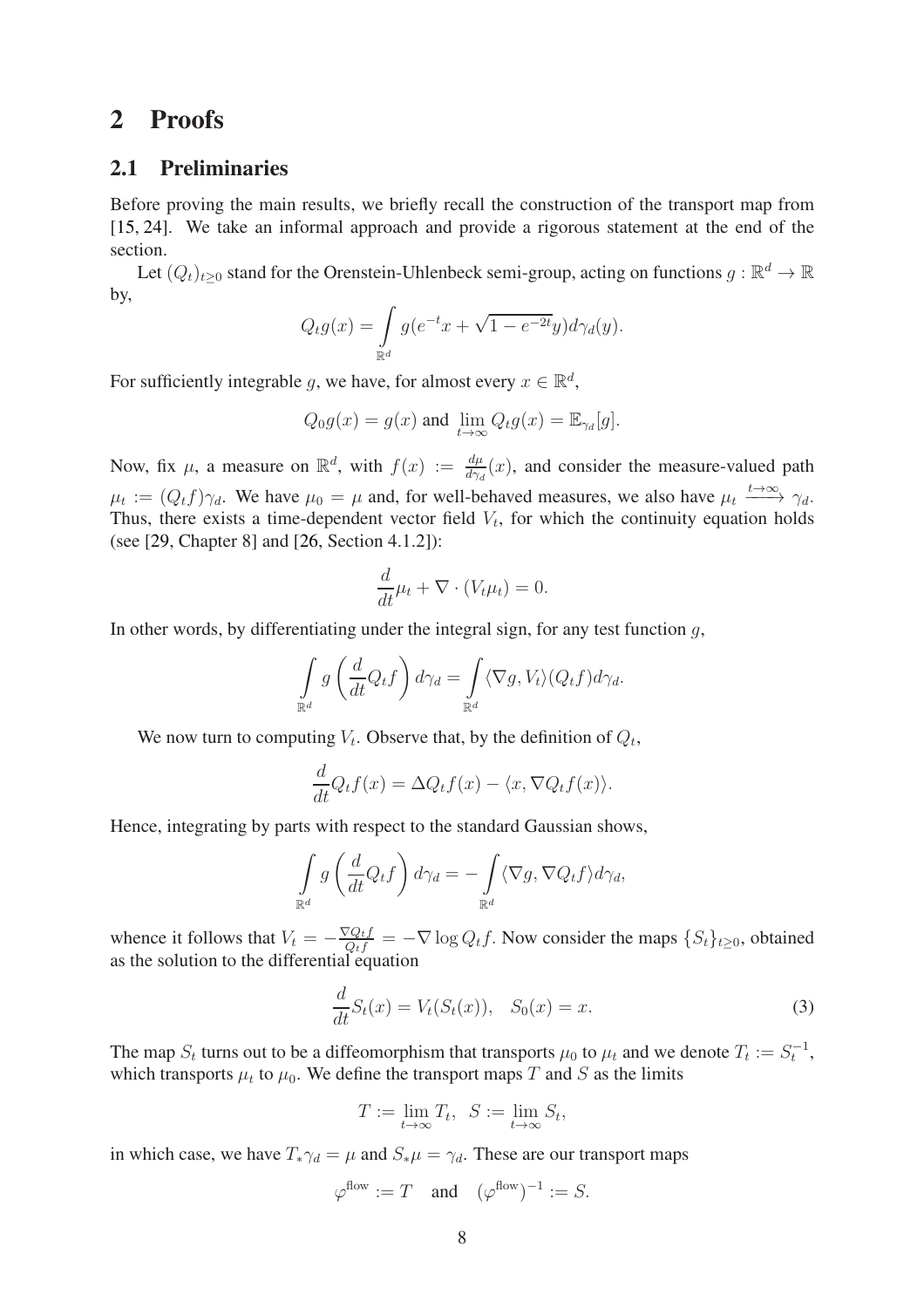# 2 Proofs

## 2.1 Preliminaries

Before proving the main results, we briefly recall the construction of the transport map from [15, 24]. We take an informal approach and provide a rigorous statement at the end of the section.

Let $(Q_t)_{t\geq 0}$ stand for the Orenstein-Uhlenbeck semi-group, acting on functions $g : \mathbb{R}^d \to \mathbb{R}$ by,

$$Q_t g(x) = \int_{\mathbb{R}^d} g(e^{-t}x + \sqrt{1-e^{-2t}}y) d\gamma_d(y).$$

For sufficiently integrable $g$, we have, for almost every $x \in \mathbb{R}^d$,

$$Q_0 g(x) = g(x) \text{ and } \lim_{t\to\infty} Q_t g(x) = \mathbb{E}_{\gamma_d}[g].$$

Now, fix $\mu$, a measure on $\mathbb{R}^d$, with $f(x) := \frac{d\mu}{d\gamma_d}(x)$, and consider the measure-valued path $\mu_t := (Q_t f)\gamma_d$. We have $\mu_0 = \mu$ and, for well-behaved measures, we also have $\mu_t \xrightarrow{t\to\infty} \gamma_d$. Thus, there exists a time-dependent vector field $V_t$, for which the continuity equation holds (see [29, Chapter 8] and [26, Section 4.1.2]):

$$\frac{d}{dt}\mu_t + \nabla \cdot (V_t \mu_t) = 0.$$

In other words, by differentiating under the integral sign, for any test function $g$,

$$\int_{\mathbb{R}^d} g\left(\frac{d}{dt} Q_t f\right) d\gamma_d = \int_{\mathbb{R}^d} \langle \nabla g, V_t \rangle (Q_t f) d\gamma_d.$$

We now turn to computing $V_t$. Observe that, by the definition of $Q_t$,

$$\frac{d}{dt} Q_t f(x) = \Delta Q_t f(x) - \langle x, \nabla Q_t f(x) \rangle.$$

Hence, integrating by parts with respect to the standard Gaussian shows,

$$\int_{\mathbb{R}^d} g\left(\frac{d}{dt} Q_t f\right) d\gamma_d = -\int_{\mathbb{R}^d} \langle \nabla g, \nabla Q_t f \rangle d\gamma_d,$$

whence it follows that $V_t = -\frac{\nabla Q_t f}{Q_t f} = -\nabla \log Q_t f$. Now consider the maps $\{S_t\}_{t\geq 0}$, obtained as the solution to the differential equation

$$\frac{d}{dt} S_t(x) = V_t(S_t(x)), \quad S_0(x) = x. \tag{3}$$

The map $S_t$ turns out to be a diffeomorphism that transports $\mu_0$ to $\mu_t$ and we denote $T_t := S_t^{-1}$, which transports $\mu_t$ to $\mu_0$. We define the transport maps $T$ and $S$ as the limits

$$T := \lim_{t\to\infty} T_t, \quad S := \lim_{t\to\infty} S_t,$$

in which case, we have $T_* \gamma_d = \mu$ and $S_* \mu = \gamma_d$. These are our transport maps

$$\varphi^{\text{flow}} := T \quad \text{and} \quad (\varphi^{\text{flow}})^{-1} := S.$$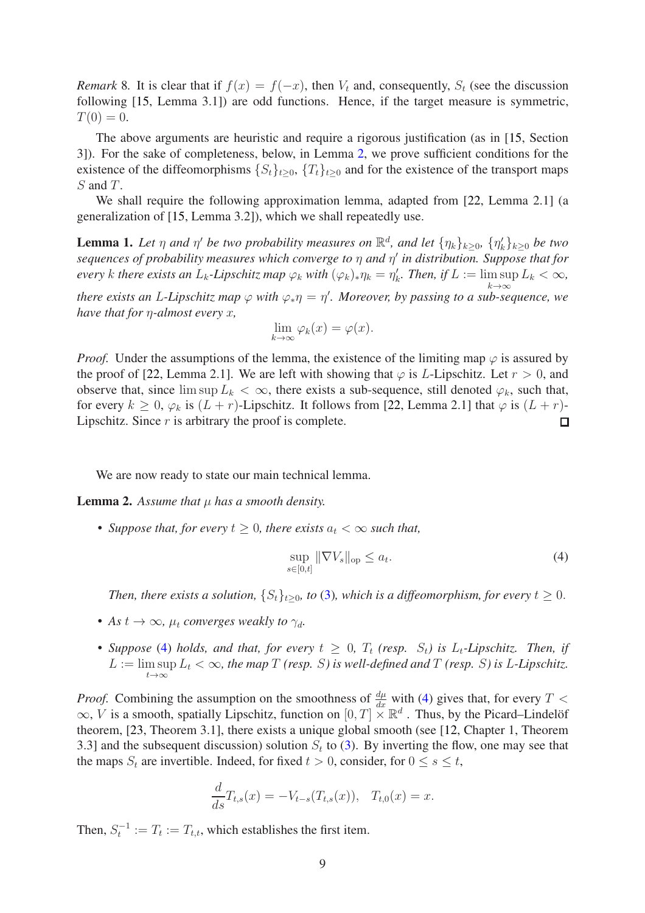*Remark* 8. It is clear that if $f(x) = f(-x)$, then $V_t$ and, consequently, $S_t$ (see the discussion following [15, Lemma 3.1]) are odd functions. Hence, if the target measure is symmetric, $T(0) = 0$.

The above arguments are heuristic and require a rigorous justification (as in [15, Section 3]). For the sake of completeness, below, in Lemma 2, we prove sufficient conditions for the existence of the diffeomorphisms $\{S_t\}_{t\geq 0}$, $\{T_t\}_{t\geq 0}$ and for the existence of the transport maps $S$ and $T$.

We shall require the following approximation lemma, adapted from [22, Lemma 2.1] (a generalization of [15, Lemma 3.2]), which we shall repeatedly use.

**Lemma 1.** *Let $\eta$ and $\eta'$ be two probability measures on $\mathbb{R}^d$, and let $\{\eta_k\}_{k\geq 0}$, $\{\eta'_k\}_{k\geq 0}$ be two sequences of probability measures which converge to $\eta$ and $\eta'$ in distribution. Suppose that for every $k$ there exists an $L_k$-Lipschitz map $\varphi_k$ with $(\varphi_k)_*\eta_k = \eta'_k$. Then, if $L := \limsup_{k\to\infty} L_k < \infty$, there exists an $L$-Lipschitz map $\varphi$ with $\varphi_*\eta = \eta'$. Moreover, by passing to a sub-sequence, we have that for $\eta$-almost every $x$,*

$$\lim_{k\to\infty} \varphi_k(x) = \varphi(x).$$

*Proof.* Under the assumptions of the lemma, the existence of the limiting map $\varphi$ is assured by the proof of [22, Lemma 2.1]. We are left with showing that $\varphi$ is $L$-Lipschitz. Let $r > 0$, and observe that, since $\limsup L_k < \infty$, there exists a sub-sequence, still denoted $\varphi_k$, such that, for every $k \geq 0$, $\varphi_k$ is $(L + r)$-Lipschitz. It follows from [22, Lemma 2.1] that $\varphi$ is $(L + r)$-Lipschitz. Since $r$ is arbitrary the proof is complete. □

We are now ready to state our main technical lemma.

**Lemma 2.** *Assume that $\mu$ has a smooth density.*

- *Suppose that, for every $t \geq 0$, there exists $a_t < \infty$ such that,*

$$\sup_{s\in[0,t]} \|\nabla V_s\|_{\mathrm{op}} \leq a_t. \tag{4}$$

*Then, there exists a solution, $\{S_t\}_{t\geq 0}$, to (3), which is a diffeomorphism, for every $t \geq 0$.*

- *As $t \to \infty$, $\mu_t$ converges weakly to $\gamma_d$.*
- *Suppose (4) holds, and that, for every $t \geq 0$, $T_t$ (resp. $S_t$) is $L_t$-Lipschitz. Then, if $L := \limsup_{t\to\infty} L_t < \infty$, the map $T$ (resp. $S$) is well-defined and $T$ (resp. $S$) is $L$-Lipschitz.*

*Proof.* Combining the assumption on the smoothness of $\frac{d\mu}{dx}$ with (4) gives that, for every $T < \infty$, $V$ is a smooth, spatially Lipschitz, function on $[0, T] \times \mathbb{R}^d$ . Thus, by the Picard–Lindelöf theorem, [23, Theorem 3.1], there exists a unique global smooth (see [12, Chapter 1, Theorem 3.3] and the subsequent discussion) solution $S_t$ to (3). By inverting the flow, one may see that the maps $S_t$ are invertible. Indeed, for fixed $t > 0$, consider, for $0 \leq s \leq t$,

$$\frac{d}{ds} T_{t,s}(x) = -V_{t-s}(T_{t,s}(x)), \quad T_{t,0}(x) = x.$$

Then, $S_t^{-1} := T_t := T_{t,t}$, which establishes the first item.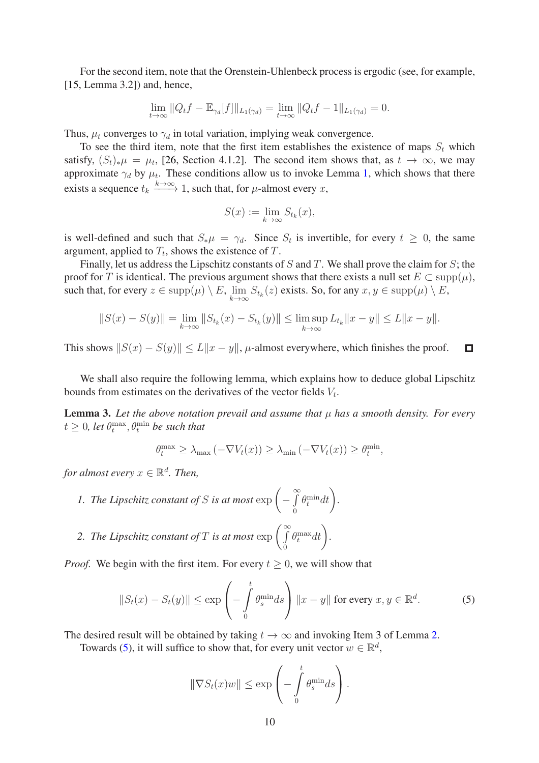For the second item, note that the Orenstein-Uhlenbeck process is ergodic (see, for example, [15, Lemma 3.2]) and, hence,

$$\lim_{t\to\infty} \|Q_t f - \mathbb{E}_{\gamma_d}[f]\|_{L_1(\gamma_d)} = \lim_{t\to\infty} \|Q_t f - 1\|_{L_1(\gamma_d)} = 0.$$

Thus, $\mu_t$ converges to $\gamma_d$ in total variation, implying weak convergence.

To see the third item, note that the first item establishes the existence of maps $S_t$ which satisfy, $(S_t)_*\mu = \mu_t$, [26, Section 4.1.2]. The second item shows that, as $t \to \infty$, we may approximate $\gamma_d$ by $\mu_t$. These conditions allow us to invoke Lemma 1, which shows that there exists a sequence $t_k \xrightarrow{k\to\infty} 1$, such that, for $\mu$-almost every $x$,

$$S(x) := \lim_{k\to\infty} S_{t_k}(x),$$

is well-defined and such that $S_*\mu = \gamma_d$. Since $S_t$ is invertible, for every $t \geq 0$, the same argument, applied to $T_t$, shows the existence of $T$.

Finally, let us address the Lipschitz constants of $S$ and $T$. We shall prove the claim for $S$; the proof for $T$ is identical. The previous argument shows that there exists a null set $E \subset \operatorname{supp}(\mu)$, such that, for every $z \in \operatorname{supp}(\mu) \setminus E$, $\lim\limits_{k\to\infty} S_{t_k}(z)$ exists. So, for any $x, y \in \operatorname{supp}(\mu) \setminus E$,

$$\|S(x) - S(y)\| = \lim_{k\to\infty} \|S_{t_k}(x) - S_{t_k}(y)\| \leq \limsup_{k\to\infty} L_{t_k}\|x - y\| \leq L\|x - y\|.$$

This shows $\|S(x) - S(y)\| \leq L\|x - y\|$, $\mu$-almost everywhere, which finishes the proof. $\square$

We shall also require the following lemma, which explains how to deduce global Lipschitz bounds from estimates on the derivatives of the vector fields $V_t$.

**Lemma 3.** *Let the above notation prevail and assume that $\mu$ has a smooth density. For every $t \geq 0$, let $\theta_t^{\max}, \theta_t^{\min}$ be such that*

$$\theta_t^{\max} \geq \lambda_{\max}\left(-\nabla V_t(x)\right) \geq \lambda_{\min}\left(-\nabla V_t(x)\right) \geq \theta_t^{\min},$$

*for almost every $x \in \mathbb{R}^d$. Then,*

1. *The Lipschitz constant of $S$ is at most $\exp\left(-\int\limits_0^\infty \theta_t^{\min} dt\right)$.*
2. *The Lipschitz constant of $T$ is at most $\exp\left(\int\limits_0^\infty \theta_t^{\max} dt\right)$.*

*Proof.* We begin with the first item. For every $t \geq 0$, we will show that

$$\|S_t(x) - S_t(y)\| \leq \exp\left(-\int\limits_0^t \theta_s^{\min} ds\right)\|x - y\| \text{ for every } x, y \in \mathbb{R}^d. \tag{5}$$

The desired result will be obtained by taking $t \to \infty$ and invoking Item 3 of Lemma 2.

Towards (5), it will suffice to show that, for every unit vector $w \in \mathbb{R}^d$,

$$\|\nabla S_t(x) w\| \leq \exp\left(-\int\limits_0^t \theta_s^{\min} ds\right).$$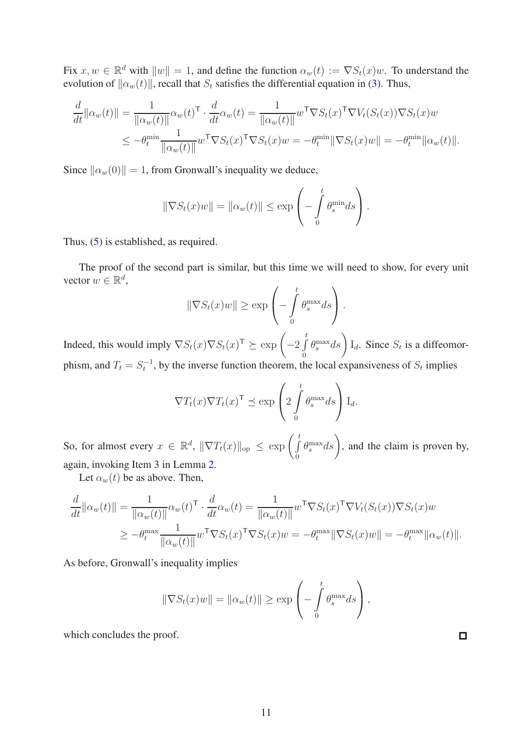Fix $x, w \in \mathbb{R}^d$ with $\|w\| = 1$, and define the function $\alpha_w(t) := \nabla S_t(x)w$. To understand the evolution of $\|\alpha_w(t)\|$, recall that $S_t$ satisfies the differential equation in (3). Thus,

$$
\begin{aligned}
\frac{d}{dt}\|\alpha_w(t)\| &= \frac{1}{\|\alpha_w(t)\|}\alpha_w(t)^\mathsf{T} \cdot \frac{d}{dt}\alpha_w(t) = \frac{1}{\|\alpha_w(t)\|} w^\mathsf{T} \nabla S_t(x)^\mathsf{T} \nabla V_t(S_t(x)) \nabla S_t(x) w \\
&\leq -\theta_t^{\min} \frac{1}{\|\alpha_w(t)\|} w^\mathsf{T} \nabla S_t(x)^\mathsf{T} \nabla S_t(x) w = -\theta_t^{\min} \|\nabla S_t(x) w\| = -\theta_t^{\min}\|\alpha_w(t)\|.
\end{aligned}
$$

Since $\|\alpha_w(0)\| = 1$, from Gronwall's inequality we deduce,

$$
\|\nabla S_t(x) w\| = \|\alpha_w(t)\| \leq \exp\left(-\int_0^t \theta_s^{\min} ds\right).
$$

Thus, (5) is established, as required.

The proof of the second part is similar, but this time we will need to show, for every unit vector $w \in \mathbb{R}^d$,

$$
\|\nabla S_t(x) w\| \geq \exp\left(-\int_0^t \theta_s^{\max} ds\right).
$$

Indeed, this would imply $\nabla S_t(x) \nabla S_t(x)^\mathsf{T} \succeq \exp\left(-2\int_0^t \theta_s^{\max} ds\right) \mathrm{I}_d$. Since $S_t$ is a diffeomorphism, and $T_t = S_t^{-1}$, by the inverse function theorem, the local expansiveness of $S_t$ implies

$$
\nabla T_t(x) \nabla T_t(x)^\mathsf{T} \preceq \exp\left(2\int_0^t \theta_s^{\max} ds\right) \mathrm{I}_d.
$$

So, for almost every $x \in \mathbb{R}^d$, $\|\nabla T_t(x)\|_{\mathrm{op}} \leq \exp\left(\int_0^t \theta_s^{\max} ds\right)$, and the claim is proven by, again, invoking Item 3 in Lemma 2.

Let $\alpha_w(t)$ be as above. Then,

$$
\begin{aligned}
\frac{d}{dt}\|\alpha_w(t)\| &= \frac{1}{\|\alpha_w(t)\|}\alpha_w(t)^\mathsf{T} \cdot \frac{d}{dt}\alpha_w(t) = \frac{1}{\|\alpha_w(t)\|} w^\mathsf{T} \nabla S_t(x)^\mathsf{T} \nabla V_t(S_t(x)) \nabla S_t(x) w \\
&\geq -\theta_t^{\max} \frac{1}{\|\alpha_w(t)\|} w^\mathsf{T} \nabla S_t(x)^\mathsf{T} \nabla S_t(x) w = -\theta_t^{\max} \|\nabla S_t(x) w\| = -\theta_t^{\max}\|\alpha_w(t)\|.
\end{aligned}
$$

As before, Gronwall's inequality implies

$$
\|\nabla S_t(x) w\| = \|\alpha_w(t)\| \geq \exp\left(-\int_0^t \theta_s^{\max} ds\right),
$$

which concludes the proof. ◻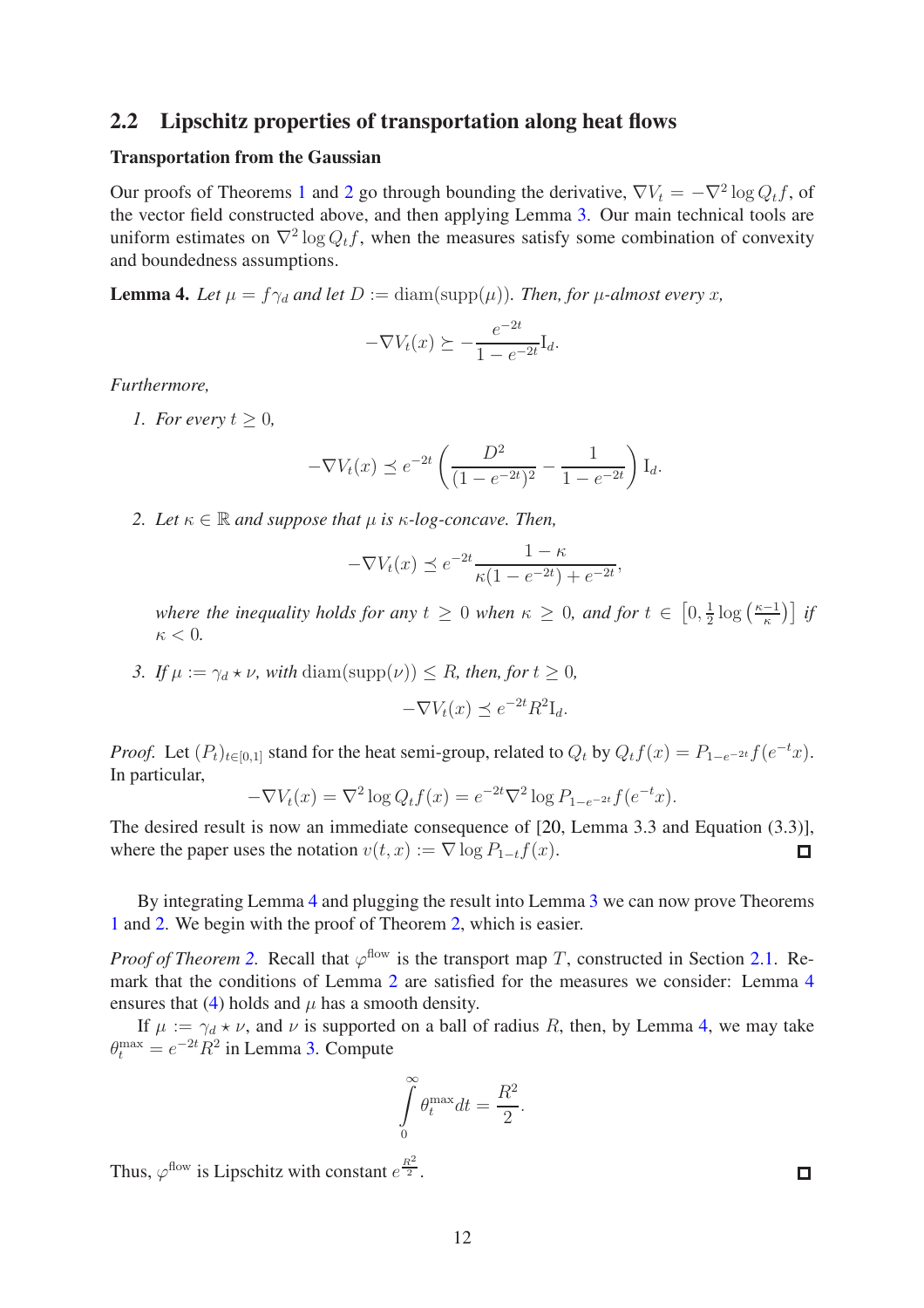## 2.2 Lipschitz properties of transportation along heat flows

**Transportation from the Gaussian**

Our proofs of Theorems 1 and 2 go through bounding the derivative, $\nabla V_t = -\nabla^2 \log Q_t f$, of the vector field constructed above, and then applying Lemma 3. Our main technical tools are uniform estimates on $\nabla^2 \log Q_t f$, when the measures satisfy some combination of convexity and boundedness assumptions.

**Lemma 4.** *Let $\mu = f\gamma_d$ and let $D := \mathrm{diam}(\mathrm{supp}(\mu))$. Then, for $\mu$-almost every $x$,*

$$-\nabla V_t(x) \succeq -\frac{e^{-2t}}{1-e^{-2t}}\mathrm{I}_d.$$

*Furthermore,*

1. *For every $t \geq 0$,*
$$-\nabla V_t(x) \preceq e^{-2t}\left(\frac{D^2}{(1-e^{-2t})^2} - \frac{1}{1-e^{-2t}}\right)\mathrm{I}_d.$$

2. *Let $\kappa \in \mathbb{R}$ and suppose that $\mu$ is $\kappa$-log-concave. Then,*
$$-\nabla V_t(x) \preceq e^{-2t}\frac{1-\kappa}{\kappa(1-e^{-2t}) + e^{-2t}},$$
*where the inequality holds for any $t \geq 0$ when $\kappa \geq 0$, and for $t \in \left[0, \frac{1}{2}\log\left(\frac{\kappa-1}{\kappa}\right)\right]$ if $\kappa < 0$.*

3. *If $\mu := \gamma_d \star \nu$, with $\mathrm{diam}(\mathrm{supp}(\nu)) \leq R$, then, for $t \geq 0$,*
$$-\nabla V_t(x) \preceq e^{-2t}R^2\mathrm{I}_d.$$

*Proof.* Let $(P_t)_{t\in[0,1]}$ stand for the heat semi-group, related to $Q_t$ by $Q_t f(x) = P_{1-e^{-2t}}f(e^{-t}x)$. In particular,

$$-\nabla V_t(x) = \nabla^2 \log Q_t f(x) = e^{-2t}\nabla^2 \log P_{1-e^{-2t}}f(e^{-t}x).$$

The desired result is now an immediate consequence of [20, Lemma 3.3 and Equation (3.3)], where the paper uses the notation $v(t,x) := \nabla \log P_{1-t}f(x)$. □

By integrating Lemma 4 and plugging the result into Lemma 3 we can now prove Theorems 1 and 2. We begin with the proof of Theorem 2, which is easier.

*Proof of Theorem 2.* Recall that $\varphi^{\text{flow}}$ is the transport map $T$, constructed in Section 2.1. Remark that the conditions of Lemma 2 are satisfied for the measures we consider: Lemma 4 ensures that (4) holds and $\mu$ has a smooth density.

If $\mu := \gamma_d \star \nu$, and $\nu$ is supported on a ball of radius $R$, then, by Lemma 4, we may take $\theta_t^{\max} = e^{-2t}R^2$ in Lemma 3. Compute

$$\int_0^\infty \theta_t^{\max} dt = \frac{R^2}{2}.$$

Thus, $\varphi^{\text{flow}}$ is Lipschitz with constant $e^{\frac{R^2}{2}}$. □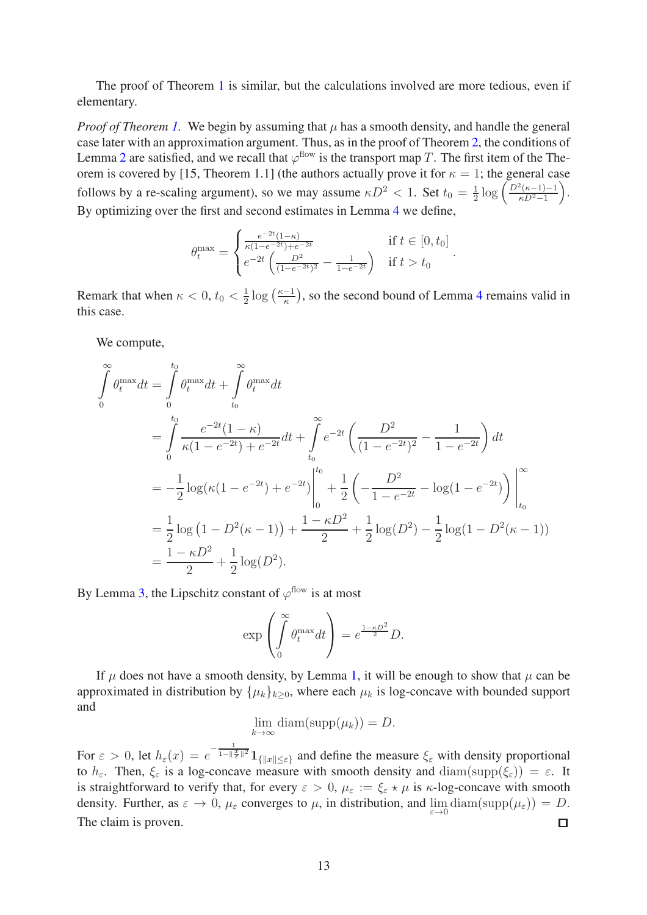The proof of Theorem 1 is similar, but the calculations involved are more tedious, even if elementary.

*Proof of Theorem 1.* We begin by assuming that $\mu$ has a smooth density, and handle the general case later with an approximation argument. Thus, as in the proof of Theorem 2, the conditions of Lemma 2 are satisfied, and we recall that $\varphi^{\text{flow}}$ is the transport map $T$. The first item of the Theorem is covered by [15, Theorem 1.1] (the authors actually prove it for $\kappa = 1$; the general case follows by a re-scaling argument), so we may assume $\kappa D^2 < 1$. Set $t_0 = \frac{1}{2}\log\left(\frac{D^2(\kappa-1)-1}{\kappa D^2 - 1}\right)$. By optimizing over the first and second estimates in Lemma 4 we define,

$$\theta_t^{\max} = \begin{cases} \frac{e^{-2t}(1-\kappa)}{\kappa(1-e^{-2t})+e^{-2t}} & \text{if } t \in [0, t_0] \\ e^{-2t}\left(\frac{D^2}{(1-e^{-2t})^2} - \frac{1}{1-e^{-2t}}\right) & \text{if } t > t_0 \end{cases}.$$

Remark that when $\kappa < 0$, $t_0 < \frac{1}{2}\log\left(\frac{\kappa-1}{\kappa}\right)$, so the second bound of Lemma 4 remains valid in this case.

We compute,

$$\begin{aligned}
\int_0^\infty \theta_t^{\max} dt &= \int_0^{t_0} \theta_t^{\max} dt + \int_{t_0}^\infty \theta_t^{\max} dt \\
&= \int_0^{t_0} \frac{e^{-2t}(1-\kappa)}{\kappa(1-e^{-2t})+e^{-2t}} dt + \int_{t_0}^\infty e^{-2t}\left(\frac{D^2}{(1-e^{-2t})^2} - \frac{1}{1-e^{-2t}}\right) dt \\
&= -\frac{1}{2}\log(\kappa(1-e^{-2t})+e^{-2t})\Big|_0^{t_0} + \frac{1}{2}\left(-\frac{D^2}{1-e^{-2t}} - \log(1-e^{-2t})\right)\Big|_{t_0}^\infty \\
&= \frac{1}{2}\log\left(1 - D^2(\kappa-1)\right) + \frac{1-\kappa D^2}{2} + \frac{1}{2}\log(D^2) - \frac{1}{2}\log(1-D^2(\kappa-1)) \\
&= \frac{1-\kappa D^2}{2} + \frac{1}{2}\log(D^2).
\end{aligned}$$

By Lemma 3, the Lipschitz constant of $\varphi^{\text{flow}}$ is at most

$$\exp\left(\int_0^\infty \theta_t^{\max} dt\right) = e^{\frac{1-\kappa D^2}{2}} D.$$

If $\mu$ does not have a smooth density, by Lemma 1, it will be enough to show that $\mu$ can be approximated in distribution by $\{\mu_k\}_{k\geq 0}$, where each $\mu_k$ is log-concave with bounded support and

$$\lim_{k\to\infty} \text{diam}(\text{supp}(\mu_k)) = D.$$

For $\varepsilon > 0$, let $h_\varepsilon(x) = e^{-\frac{1}{1-\|\frac{x}{\varepsilon}\|^2}} \mathbf{1}_{\{\|x\|\leq\varepsilon\}}$ and define the measure $\xi_\varepsilon$ with density proportional to $h_\varepsilon$. Then, $\xi_\varepsilon$ is a log-concave measure with smooth density and $\text{diam}(\text{supp}(\xi_\varepsilon)) = \varepsilon$. It is straightforward to verify that, for every $\varepsilon > 0$, $\mu_\varepsilon := \xi_\varepsilon \star \mu$ is $\kappa$-log-concave with smooth density. Further, as $\varepsilon \to 0$, $\mu_\varepsilon$ converges to $\mu$, in distribution, and $\lim_{\varepsilon\to 0} \text{diam}(\text{supp}(\mu_\varepsilon)) = D$. The claim is proven. $\square$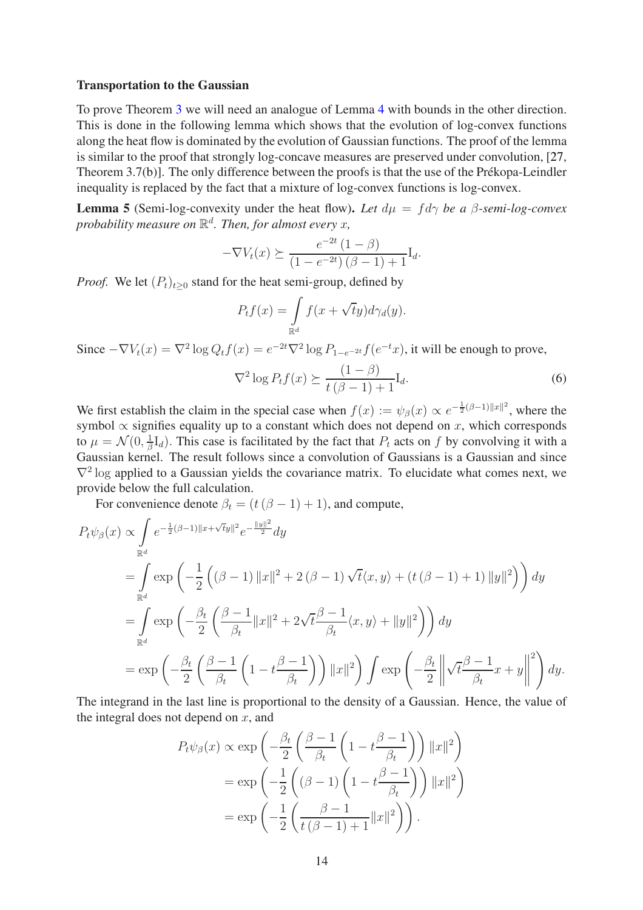### Transportation to the Gaussian

To prove Theorem 3 we will need an analogue of Lemma 4 with bounds in the other direction. This is done in the following lemma which shows that the evolution of log-convex functions along the heat flow is dominated by the evolution of Gaussian functions. The proof of the lemma is similar to the proof that strongly log-concave measures are preserved under convolution, [27, Theorem 3.7(b)]. The only difference between the proofs is that the use of the Prékopa-Leindler inequality is replaced by the fact that a mixture of log-convex functions is log-convex.

**Lemma 5** (Semi-log-convexity under the heat flow)**.** *Let $d\mu = fd\gamma$ be a $\beta$-semi-log-convex probability measure on $\mathbb{R}^d$. Then, for almost every $x$,*

$$-\nabla V_t(x) \succeq \frac{e^{-2t}(1-\beta)}{(1-e^{-2t})(\beta-1)+1}\mathrm{I}_d.$$

*Proof.* We let $(P_t)_{t\geq 0}$ stand for the heat semi-group, defined by

$$P_t f(x) = \int\limits_{\mathbb{R}^d} f(x+\sqrt{t}y)d\gamma_d(y).$$

Since $-\nabla V_t(x) = \nabla^2 \log Q_t f(x) = e^{-2t}\nabla^2 \log P_{1-e^{-2t}} f(e^{-t}x)$, it will be enough to prove,

$$\nabla^2 \log P_t f(x) \succeq \frac{(1-\beta)}{t(\beta-1)+1}\mathrm{I}_d. \tag{6}$$

We first establish the claim in the special case when $f(x) := \psi_\beta(x) \propto e^{-\frac{1}{2}(\beta-1)\|x\|^2}$, where the symbol $\propto$ signifies equality up to a constant which does not depend on $x$, which corresponds to $\mu = \mathcal{N}(0, \frac{1}{\beta}\mathrm{I}_d)$. This case is facilitated by the fact that $P_t$ acts on $f$ by convolving it with a Gaussian kernel. The result follows since a convolution of Gaussians is a Gaussian and since $\nabla^2 \log$ applied to a Gaussian yields the covariance matrix. To elucidate what comes next, we provide below the full calculation.

For convenience denote $\beta_t = (t(\beta-1)+1)$, and compute,

$$\begin{aligned}
P_t\psi_\beta(x) &\propto \int\limits_{\mathbb{R}^d} e^{-\frac{1}{2}(\beta-1)\|x+\sqrt{t}y\|^2} e^{-\frac{\|y\|^2}{2}} dy \\
&= \int\limits_{\mathbb{R}^d} \exp\left(-\frac{1}{2}\left((\beta-1)\|x\|^2 + 2(\beta-1)\sqrt{t}\langle x, y\rangle + (t(\beta-1)+1)\|y\|^2\right)\right) dy \\
&= \int\limits_{\mathbb{R}^d} \exp\left(-\frac{\beta_t}{2}\left(\frac{\beta-1}{\beta_t}\|x\|^2 + 2\sqrt{t}\frac{\beta-1}{\beta_t}\langle x, y\rangle + \|y\|^2\right)\right) dy \\
&= \exp\left(-\frac{\beta_t}{2}\left(\frac{\beta-1}{\beta_t}\left(1 - t\frac{\beta-1}{\beta_t}\right)\right)\|x\|^2\right) \int \exp\left(-\frac{\beta_t}{2}\left\|\sqrt{t}\frac{\beta-1}{\beta_t}x + y\right\|^2\right) dy.
\end{aligned}$$

The integrand in the last line is proportional to the density of a Gaussian. Hence, the value of the integral does not depend on $x$, and

$$\begin{aligned}
P_t\psi_\beta(x) &\propto \exp\left(-\frac{\beta_t}{2}\left(\frac{\beta-1}{\beta_t}\left(1 - t\frac{\beta-1}{\beta_t}\right)\right)\|x\|^2\right) \\
&= \exp\left(-\frac{1}{2}\left((\beta-1)\left(1 - t\frac{\beta-1}{\beta_t}\right)\right)\|x\|^2\right) \\
&= \exp\left(-\frac{1}{2}\left(\frac{\beta-1}{t(\beta-1)+1}\|x\|^2\right)\right).
\end{aligned}$$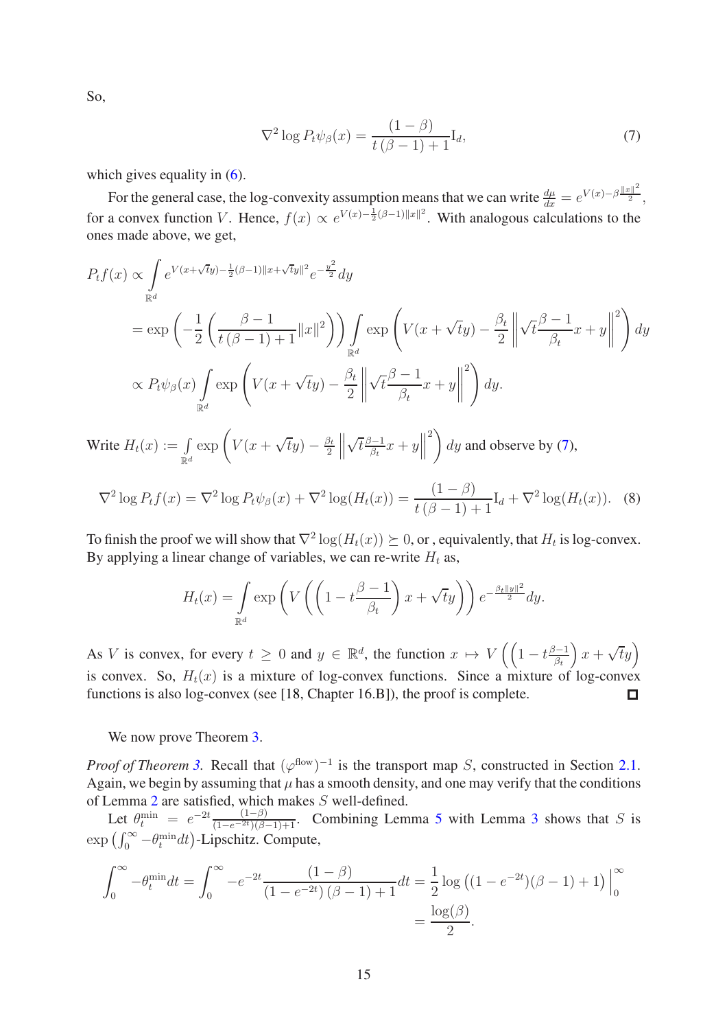So,

$$\nabla^2 \log P_t\psi_\beta(x) = \frac{(1-\beta)}{t(\beta-1)+1}\mathrm{I}_d, \tag{7}$$

which gives equality in (6).

For the general case, the log-convexity assumption means that we can write $\frac{d\mu}{dx} = e^{V(x)-\beta\frac{\|x\|^2}{2}}$, for a convex function $V$. Hence, $f(x) \propto e^{V(x)-\frac{1}{2}(\beta-1)\|x\|^2}$. With analogous calculations to the ones made above, we get,

$$\begin{aligned}
P_t f(x) &\propto \int_{\mathbb{R}^d} e^{V(x+\sqrt{t}y)-\frac{1}{2}(\beta-1)\|x+\sqrt{t}y\|^2} e^{-\frac{y^2}{2}} dy \\
&= \exp\left(-\frac{1}{2}\left(\frac{\beta-1}{t(\beta-1)+1}\|x\|^2\right)\right) \int_{\mathbb{R}^d} \exp\left(V(x+\sqrt{t}y) - \frac{\beta_t}{2}\left\|\sqrt{t}\frac{\beta-1}{\beta_t}x+y\right\|^2\right) dy \\
&\propto P_t\psi_\beta(x) \int_{\mathbb{R}^d} \exp\left(V(x+\sqrt{t}y) - \frac{\beta_t}{2}\left\|\sqrt{t}\frac{\beta-1}{\beta_t}x+y\right\|^2\right) dy.
\end{aligned}$$

Write $H_t(x) := \int_{\mathbb{R}^d} \exp\left(V(x+\sqrt{t}y) - \frac{\beta_t}{2}\left\|\sqrt{t}\frac{\beta-1}{\beta_t}x+y\right\|^2\right) dy$ and observe by (7),

$$\nabla^2 \log P_t f(x) = \nabla^2 \log P_t\psi_\beta(x) + \nabla^2 \log(H_t(x)) = \frac{(1-\beta)}{t(\beta-1)+1}\mathrm{I}_d + \nabla^2 \log(H_t(x)). \tag{8}$$

To finish the proof we will show that $\nabla^2 \log(H_t(x)) \succeq 0$, or , equivalently, that $H_t$ is log-convex. By applying a linear change of variables, we can re-write $H_t$ as,

$$H_t(x) = \int_{\mathbb{R}^d} \exp\left(V\left(\left(1 - t\frac{\beta-1}{\beta_t}\right)x + \sqrt{t}y\right)\right) e^{-\frac{\beta_t\|y\|^2}{2}} dy.$$

As $V$ is convex, for every $t \geq 0$ and $y \in \mathbb{R}^d$, the function $x \mapsto V\left(\left(1 - t\frac{\beta-1}{\beta_t}\right)x + \sqrt{t}y\right)$ is convex. So, $H_t(x)$ is a mixture of log-convex functions. Since a mixture of log-convex functions is also log-convex (see [18, Chapter 16.B]), the proof is complete. $\square$

We now prove Theorem 3.

*Proof of Theorem 3.* Recall that $(\varphi^{\text{flow}})^{-1}$ is the transport map $S$, constructed in Section 2.1. Again, we begin by assuming that $\mu$ has a smooth density, and one may verify that the conditions of Lemma 2 are satisfied, which makes $S$ well-defined.

Let $\theta_t^{\min} = e^{-2t}\frac{(1-\beta)}{(1-e^{-2t})(\beta-1)+1}$. Combining Lemma 5 with Lemma 3 shows that $S$ is $\exp\left(\int_0^\infty -\theta_t^{\min} dt\right)$-Lipschitz. Compute,

$$\begin{aligned}
\int_0^\infty -\theta_t^{\min} dt = \int_0^\infty -e^{-2t}\frac{(1-\beta)}{(1-e^{-2t})(\beta-1)+1} dt &= \frac{1}{2}\log\left((1-e^{-2t})(\beta-1)+1\right)\Big|_0^\infty \\
&= \frac{\log(\beta)}{2}.
\end{aligned}$$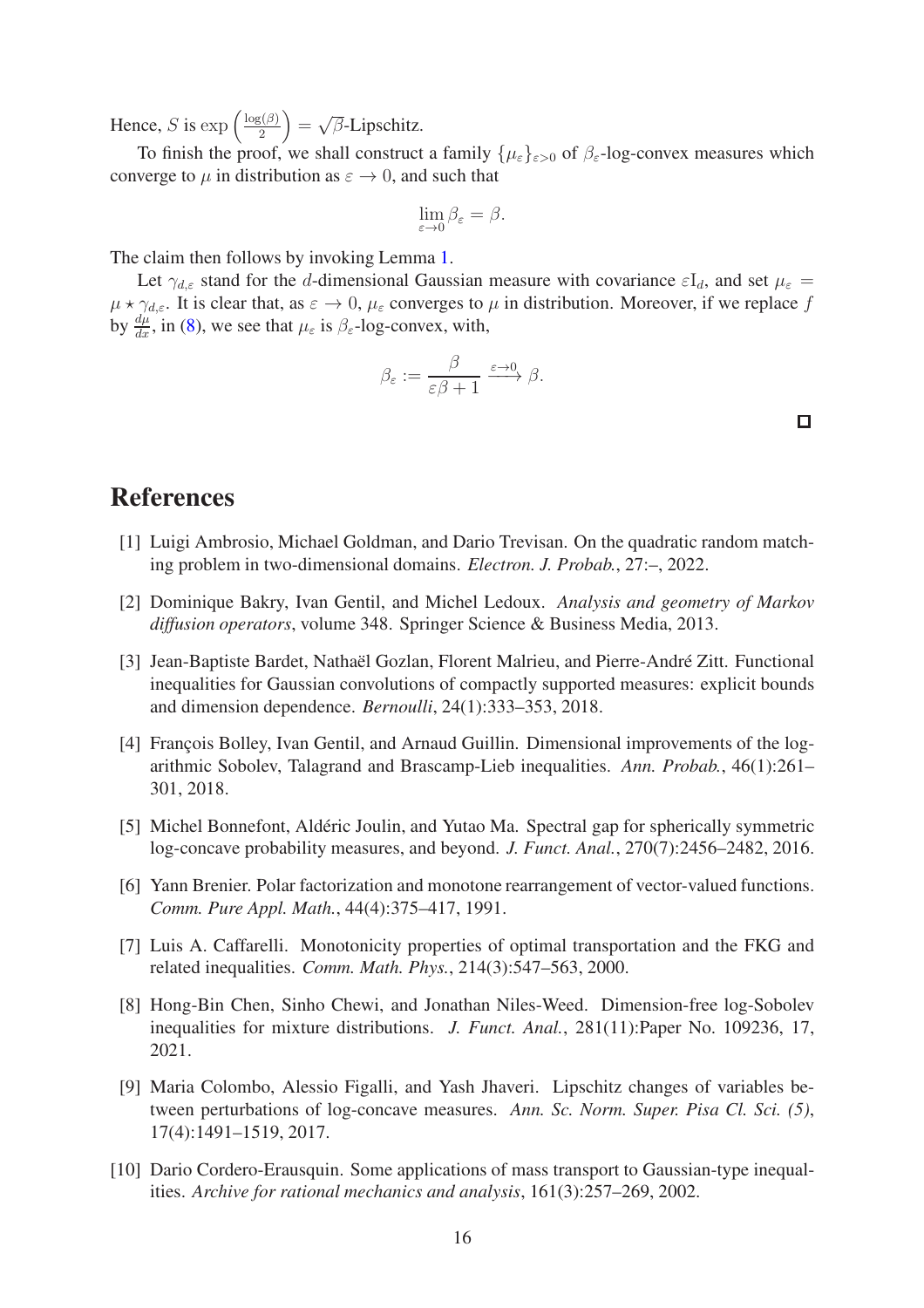Hence, $S$ is $\exp\left(\frac{\log(\beta)}{2}\right) = \sqrt{\beta}$-Lipschitz.

To finish the proof, we shall construct a family $\{\mu_\varepsilon\}_{\varepsilon>0}$ of $\beta_\varepsilon$-log-convex measures which converge to $\mu$ in distribution as $\varepsilon \to 0$, and such that

$$\lim_{\varepsilon \to 0} \beta_\varepsilon = \beta.$$

The claim then follows by invoking Lemma 1.

Let $\gamma_{d,\varepsilon}$ stand for the $d$-dimensional Gaussian measure with covariance $\varepsilon \mathrm{I}_d$, and set $\mu_\varepsilon = \mu \star \gamma_{d,\varepsilon}$. It is clear that, as $\varepsilon \to 0$, $\mu_\varepsilon$ converges to $\mu$ in distribution. Moreover, if we replace $f$ by $\frac{d\mu}{dx}$, in (8), we see that $\mu_\varepsilon$ is $\beta_\varepsilon$-log-convex, with,

$$\beta_\varepsilon := \frac{\beta}{\varepsilon\beta + 1} \xrightarrow{\varepsilon \to 0} \beta.$$

□

# References

[1] Luigi Ambrosio, Michael Goldman, and Dario Trevisan. On the quadratic random matching problem in two-dimensional domains. *Electron. J. Probab.*, 27:–, 2022.

[2] Dominique Bakry, Ivan Gentil, and Michel Ledoux. *Analysis and geometry of Markov diffusion operators*, volume 348. Springer Science & Business Media, 2013.

[3] Jean-Baptiste Bardet, Nathaël Gozlan, Florent Malrieu, and Pierre-André Zitt. Functional inequalities for Gaussian convolutions of compactly supported measures: explicit bounds and dimension dependence. *Bernoulli*, 24(1):333–353, 2018.

[4] François Bolley, Ivan Gentil, and Arnaud Guillin. Dimensional improvements of the logarithmic Sobolev, Talagrand and Brascamp-Lieb inequalities. *Ann. Probab.*, 46(1):261–301, 2018.

[5] Michel Bonnefont, Aldéric Joulin, and Yutao Ma. Spectral gap for spherically symmetric log-concave probability measures, and beyond. *J. Funct. Anal.*, 270(7):2456–2482, 2016.

[6] Yann Brenier. Polar factorization and monotone rearrangement of vector-valued functions. *Comm. Pure Appl. Math.*, 44(4):375–417, 1991.

[7] Luis A. Caffarelli. Monotonicity properties of optimal transportation and the FKG and related inequalities. *Comm. Math. Phys.*, 214(3):547–563, 2000.

[8] Hong-Bin Chen, Sinho Chewi, and Jonathan Niles-Weed. Dimension-free log-Sobolev inequalities for mixture distributions. *J. Funct. Anal.*, 281(11):Paper No. 109236, 17, 2021.

[9] Maria Colombo, Alessio Figalli, and Yash Jhaveri. Lipschitz changes of variables between perturbations of log-concave measures. *Ann. Sc. Norm. Super. Pisa Cl. Sci. (5)*, 17(4):1491–1519, 2017.

[10] Dario Cordero-Erausquin. Some applications of mass transport to Gaussian-type inequalities. *Archive for rational mechanics and analysis*, 161(3):257–269, 2002.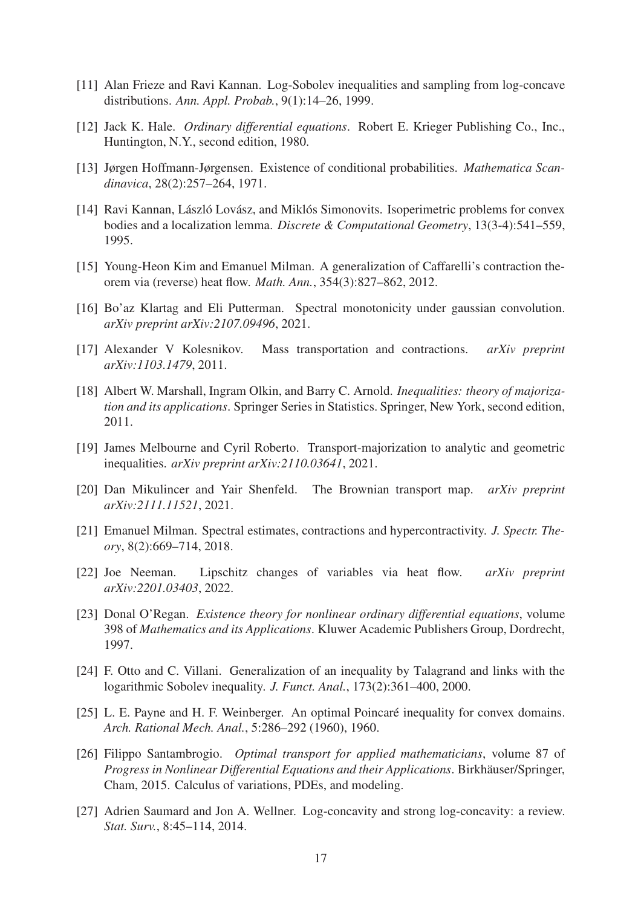[11] Alan Frieze and Ravi Kannan. Log-Sobolev inequalities and sampling from log-concave distributions. *Ann. Appl. Probab.*, 9(1):14–26, 1999.

[12] Jack K. Hale. *Ordinary differential equations*. Robert E. Krieger Publishing Co., Inc., Huntington, N.Y., second edition, 1980.

[13] Jørgen Hoffmann-Jørgensen. Existence of conditional probabilities. *Mathematica Scandinavica*, 28(2):257–264, 1971.

[14] Ravi Kannan, László Lovász, and Miklós Simonovits. Isoperimetric problems for convex bodies and a localization lemma. *Discrete & Computational Geometry*, 13(3-4):541–559, 1995.

[15] Young-Heon Kim and Emanuel Milman. A generalization of Caffarelli's contraction theorem via (reverse) heat flow. *Math. Ann.*, 354(3):827–862, 2012.

[16] Bo'az Klartag and Eli Putterman. Spectral monotonicity under gaussian convolution. *arXiv preprint arXiv:2107.09496*, 2021.

[17] Alexander V Kolesnikov. Mass transportation and contractions. *arXiv preprint arXiv:1103.1479*, 2011.

[18] Albert W. Marshall, Ingram Olkin, and Barry C. Arnold. *Inequalities: theory of majorization and its applications*. Springer Series in Statistics. Springer, New York, second edition, 2011.

[19] James Melbourne and Cyril Roberto. Transport-majorization to analytic and geometric inequalities. *arXiv preprint arXiv:2110.03641*, 2021.

[20] Dan Mikulincer and Yair Shenfeld. The Brownian transport map. *arXiv preprint arXiv:2111.11521*, 2021.

[21] Emanuel Milman. Spectral estimates, contractions and hypercontractivity. *J. Spectr. Theory*, 8(2):669–714, 2018.

[22] Joe Neeman. Lipschitz changes of variables via heat flow. *arXiv preprint arXiv:2201.03403*, 2022.

[23] Donal O'Regan. *Existence theory for nonlinear ordinary differential equations*, volume 398 of *Mathematics and its Applications*. Kluwer Academic Publishers Group, Dordrecht, 1997.

[24] F. Otto and C. Villani. Generalization of an inequality by Talagrand and links with the logarithmic Sobolev inequality. *J. Funct. Anal.*, 173(2):361–400, 2000.

[25] L. E. Payne and H. F. Weinberger. An optimal Poincaré inequality for convex domains. *Arch. Rational Mech. Anal.*, 5:286–292 (1960), 1960.

[26] Filippo Santambrogio. *Optimal transport for applied mathematicians*, volume 87 of *Progress in Nonlinear Differential Equations and their Applications*. Birkhäuser/Springer, Cham, 2015. Calculus of variations, PDEs, and modeling.

[27] Adrien Saumard and Jon A. Wellner. Log-concavity and strong log-concavity: a review. *Stat. Surv.*, 8:45–114, 2014.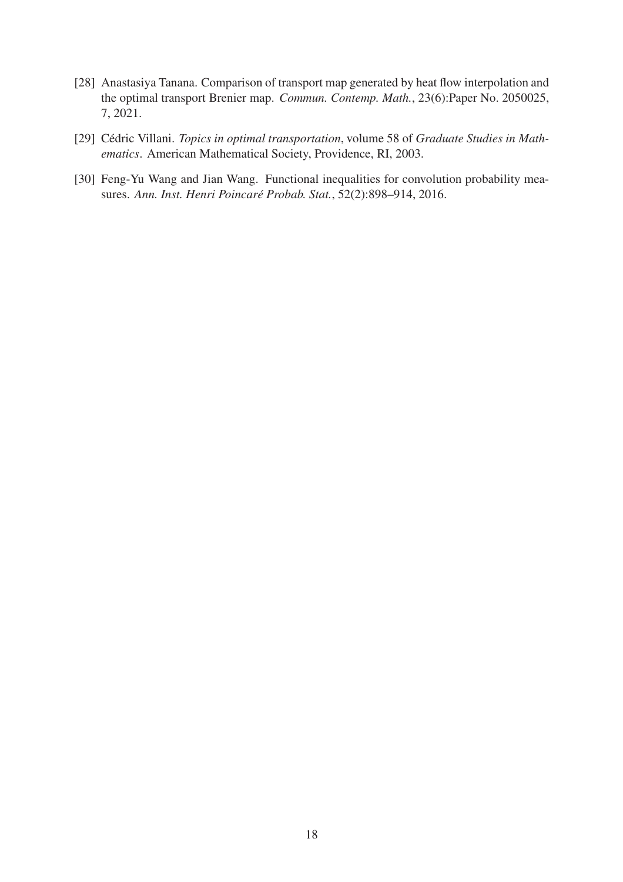[28] Anastasiya Tanana. Comparison of transport map generated by heat flow interpolation and the optimal transport Brenier map. *Commun. Contemp. Math.*, 23(6):Paper No. 2050025, 7, 2021.

[29] Cédric Villani. *Topics in optimal transportation*, volume 58 of *Graduate Studies in Mathematics*. American Mathematical Society, Providence, RI, 2003.

[30] Feng-Yu Wang and Jian Wang. Functional inequalities for convolution probability measures. *Ann. Inst. Henri Poincaré Probab. Stat.*, 52(2):898–914, 2016.